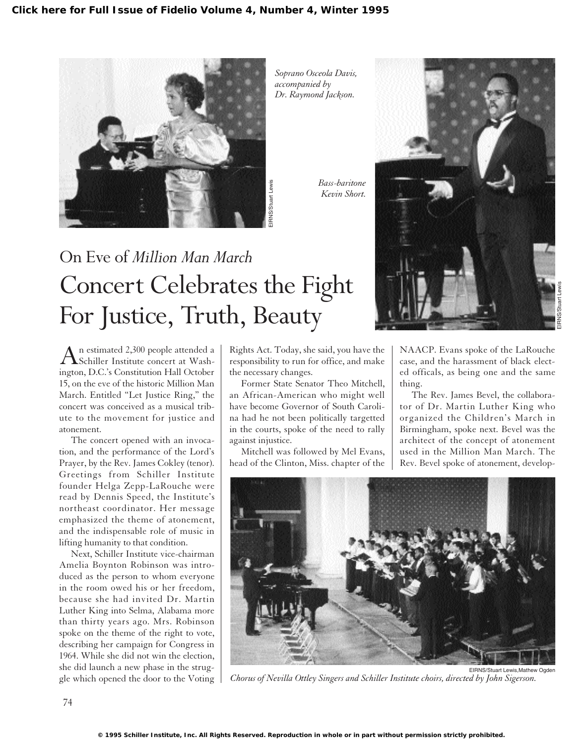On Eve of *Million Man March*

# Concert Celebrates the Fight For Justice, Truth, Beauty

*Soprano Osceola Davis, accompanied by Dr. Raymond Jackson.*

*Bass-baritone Kevin Short.*

An estimated 2,300 people attended a Schiller Institute concert at Washington, D.C.'s Constitution Hall October 15, on the eve of the historic Million Man March. Entitled "Let Justice Ring," the concert was conceived as a musical tribute to the movement for justice and atonement.

The concert opened with an invocation, and the performance of the Lord's Prayer, by the Rev. James Cokley (tenor). Greetings from Schiller Institute founder Helga Zepp-LaRouche were read by Dennis Speed, the Institute's northeast coordinator. Her message emphasized the theme of atonement, and the indispensable role of music in lifting humanity to that condition.

Next, Schiller Institute vice-chairman Amelia Boynton Robinson was introduced as the person to whom everyone in the room owed his or her freedom, because she had invited Dr. Martin Luther King into Selma, Alabama more than thirty years ago. Mrs. Robinson spoke on the theme of the right to vote, describing her campaign for Congress in 1964. While she did not win the election, she did launch a new phase in the struggle which opened the door to the Voting Rights Act. Today, she said, you have the responsibility to run for office, and make the necessary changes.

Former State Senator Theo Mitchell, an African-American who might well have become Governor of South Carolina had he not been politically targetted in the courts, spoke of the need to rally against injustice.

Mitchell was followed by Mel Evans, head of the Clinton, Miss. chapter of the NAACP. Evans spoke of the LaRouche case, and the harassment of black elected officals, as being one and the same thing.

The Rev. James Bevel, the collaborator of Dr. Martin Luther King who organized the Children's March in Birmingham, spoke next. Bevel was the architect of the concept of atonement used in the Million Man March. The Rev. Bevel spoke of atonement, develop-

*Chorus of Nevilla Ottley Singers and Schiller Institute choirs, directed by John Sigerson.*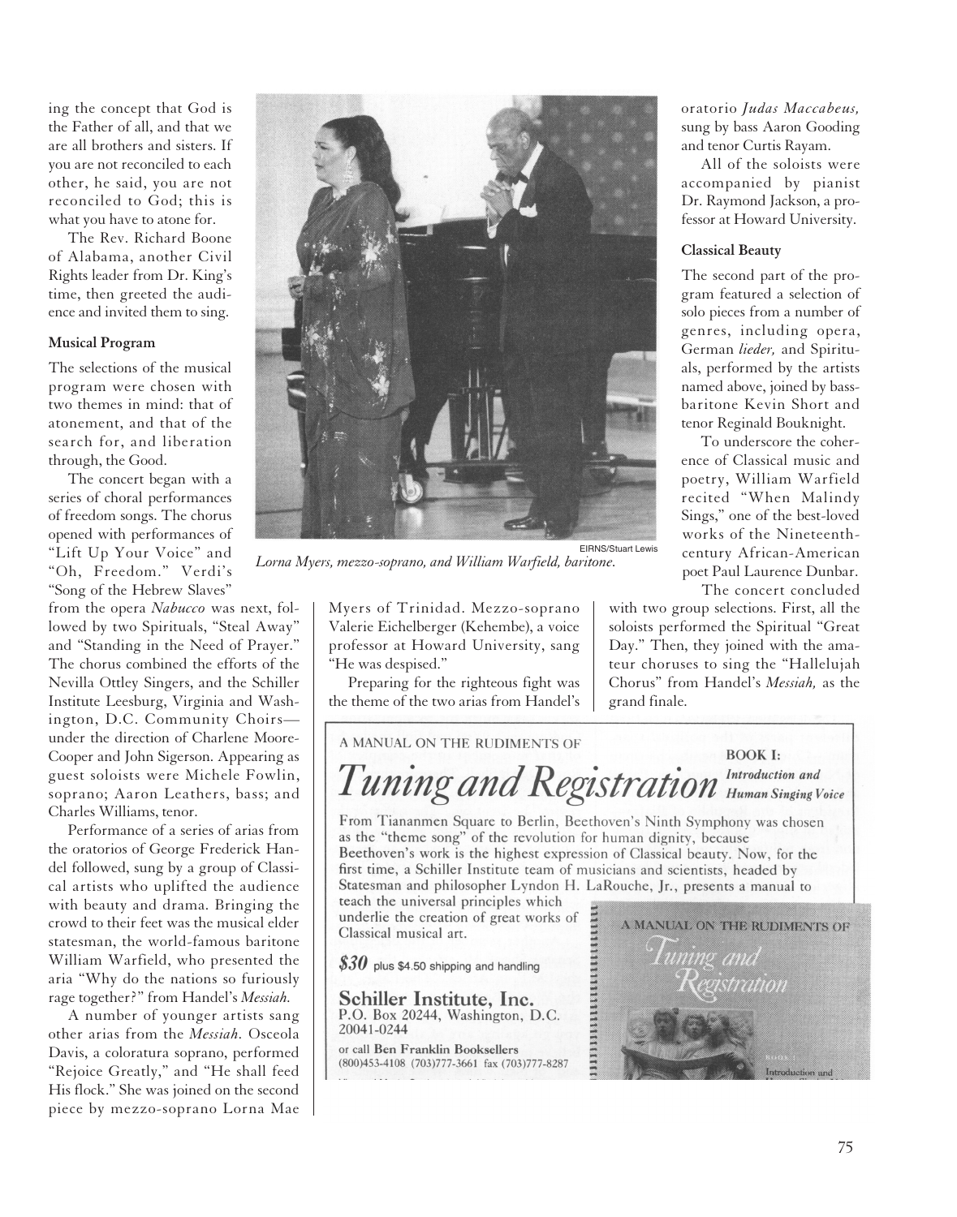ing the concept that God is the Father of all, and that we are all brothers and sisters. If you are not reconciled to each other, he said, you are not reconciled to God; this is what you have to atone for.

The Rev. Richard Boone of Alabama, another Civil Rights leader from Dr. King's time, then greeted the audience and invited them to sing.

### Musical Program

The selections of the musical program were chosen with two themes in mind: that of atonement, and that of the search for, and liberation through, the Good.

The concert began with a series of choral performances of freedom songs. The chorus opened with performances of "Lift Up Your Voice" and "Oh, Freedom." Verdi's "Song of the Hebrew Slaves" from the opera *Nabucco* was next, followed by two Spirituals, "Steal Away" and "Standing in the Need of Prayer." The chorus combined the efforts of the Nevilla Ottley Singers, and the Schiller Institute Leesburg, Virginia and Washington, D.C. Community Choirs—under the direction of Charlene Moore-Cooper and John Sigerson. Appearing as guest soloists were Michele Fowlin, soprano; Aaron Leathers, bass; and Charles Williams, tenor.

Performance of a series of arias from the oratorios of George Frederick Handel followed, sung by a group of Classical artists who uplifted the audience with beauty and drama. Bringing the crowd to their feet was the musical elder statesman, the world-famous baritone William Warfield, who presented the aria "Why do the nations so furiously rage together?" from Handel's *Messiah.*

A number of younger artists sang other arias from the *Messiah.* Osceola Davis, a coloratura soprano, performed "Rejoice Greatly," and "He shall feed His flock." She was joined on the second piece by mezzo-soprano Lorna Mae Myers of Trinidad. Mezzo-soprano Valerie Eichelberger (Kehembe), a voice professor at Howard University, sang "He was despised."

EIRNS/Stuart Lewis

*Lorna Myers, mezzo-soprano, and William Warfield, baritone.*

Preparing for the righteous fight was the theme of the two arias from Handel's oratorio *Judas Maccabeus,* sung by bass Aaron Gooding and tenor Curtis Rayam.

All of the soloists were accompanied by pianist Dr. Raymond Jackson, a professor at Howard University.

### Classical Beauty

The second part of the program featured a selection of solo pieces from a number of genres, including opera, German *lieder,* and Spirituals, performed by the artists named above, joined by bass-baritone Kevin Short and tenor Reginald Bouknight.

To underscore the coherence of Classical music and poetry, William Warfield recited "When Malindy Sings," one of the best-loved works of the Nineteenth-century African-American poet Paul Laurence Dunbar.

The concert concluded with two group selections. First, all the soloists performed the Spiritual "Great Day." Then, they joined with the amateur choruses to sing the "Hallelujah Chorus" from Handel's *Messiah,* as the grand finale.

---

A MANUAL ON THE RUDIMENTS OF

# *Tuning and Registration*

**BOOK I:** *Introduction and Human Singing Voice*

From Tiananmen Square to Berlin, Beethoven's Ninth Symphony was chosen as the "theme song" of the revolution for human dignity, because Beethoven's work is the highest expression of Classical beauty. Now, for the first time, a Schiller Institute team of musicians and scientists, headed by Statesman and philosopher Lyndon H. LaRouche, Jr., presents a manual to teach the universal principles which underlie the creation of great works of Classical musical art.

***$30*** plus $4.50 shipping and handling

**Schiller Institute, Inc.**
P.O. Box 20244, Washington, D.C. 20041-0244

or call **Ben Franklin Booksellers**
(800)453-4108 (703)777-3661 fax (703)777-8287